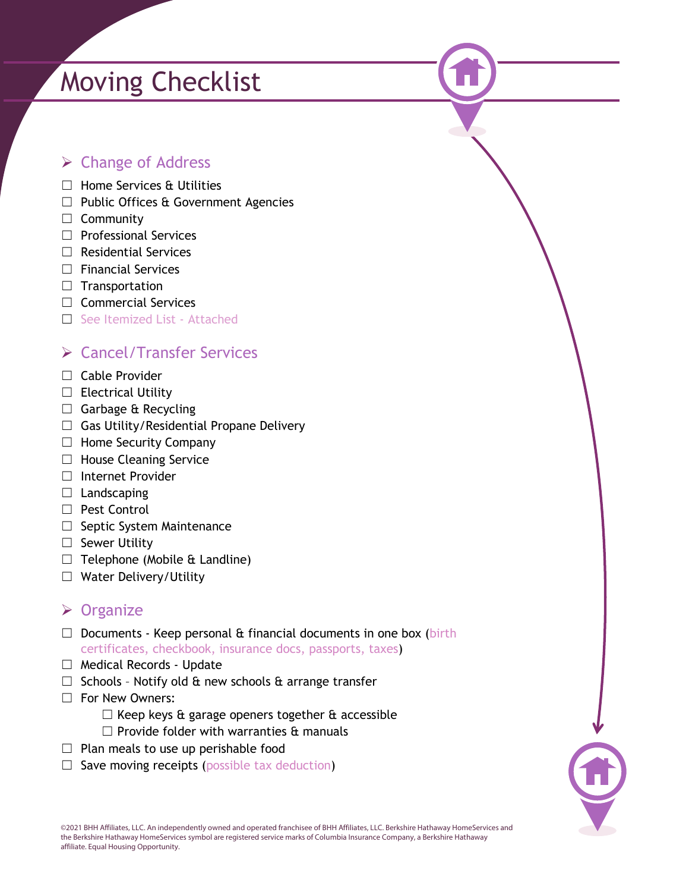# Moving Checklist

## ➢ Change of Address

- ☐ Home Services & Utilities
- ☐ Public Offices & Government Agencies
- ☐ Community
- ☐ Professional Services
- ☐ Residential Services
- ☐ Financial Services
- ☐ Transportation
- ☐ Commercial Services
- ☐ See Itemized List - Attached

## ➢ Cancel/Transfer Services

- ☐ Cable Provider
- ☐ Electrical Utility
- ☐ Garbage & Recycling
- ☐ Gas Utility/Residential Propane Delivery
- ☐ Home Security Company
- ☐ House Cleaning Service
- ☐ Internet Provider
- ☐ Landscaping
- ☐ Pest Control
- ☐ Septic System Maintenance
- ☐ Sewer Utility
- ☐ Telephone (Mobile & Landline)
- ☐ Water Delivery/Utility

## ➢ Organize

- ☐ Documents - Keep personal & financial documents in one box (birth certificates, checkbook, insurance docs, passports, taxes)
- ☐ Medical Records - Update
- ☐ Schools – Notify old & new schools & arrange transfer
- ☐ For New Owners:
    - ☐ Keep keys & garage openers together & accessible
    - ☐ Provide folder with warranties & manuals
- ☐ Plan meals to use up perishable food
- ☐ Save moving receipts (possible tax deduction)

©2021 BHH Affiliates, LLC. An independently owned and operated franchisee of BHH Affiliates, LLC. Berkshire Hathaway HomeServices and the Berkshire Hathaway HomeServices symbol are registered service marks of Columbia Insurance Company, a Berkshire Hathaway affiliate. Equal Housing Opportunity.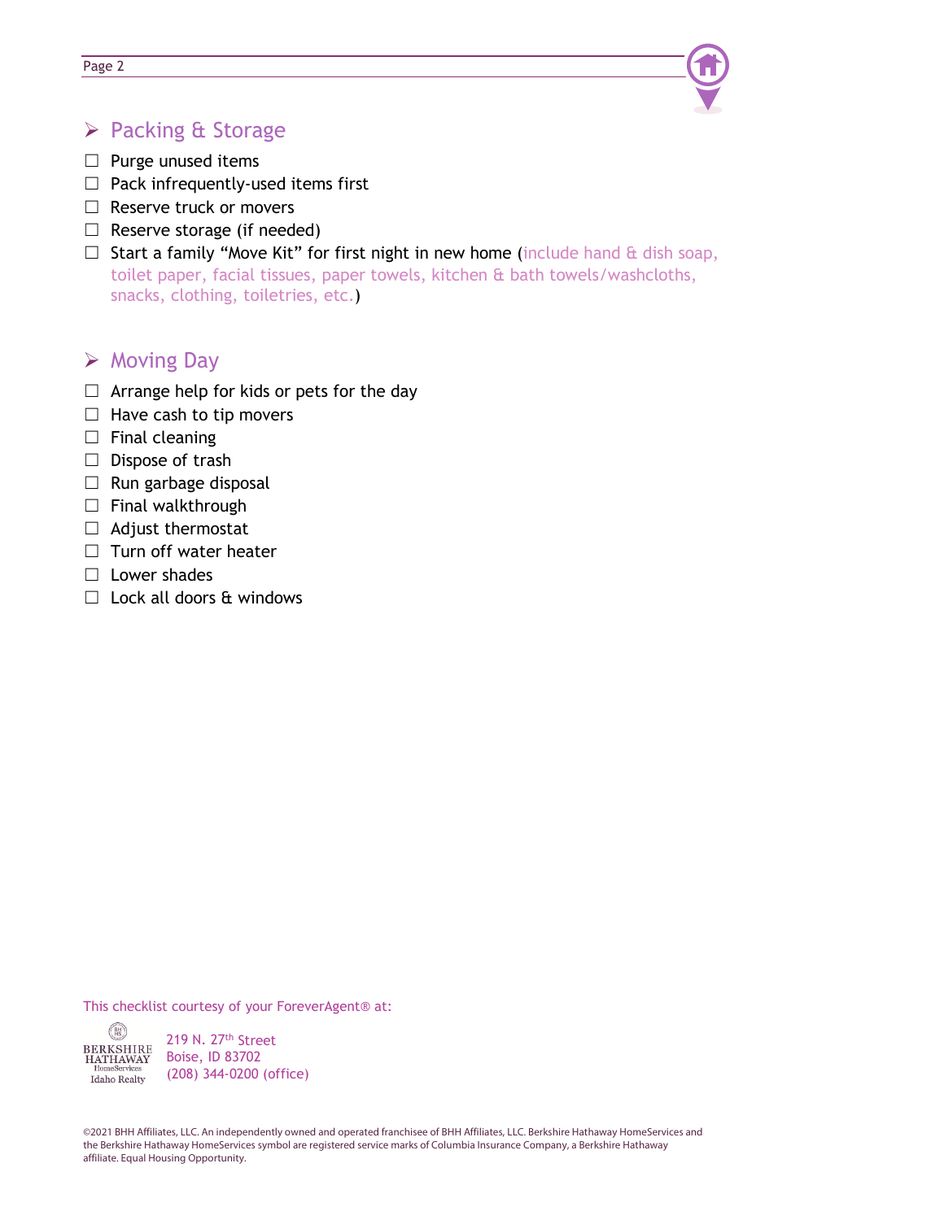## ➢ Packing & Storage

- ☐ Purge unused items
- ☐ Pack infrequently-used items first
- ☐ Reserve truck or movers
- ☐ Reserve storage (if needed)
- ☐ Start a family "Move Kit" for first night in new home (include hand & dish soap, toilet paper, facial tissues, paper towels, kitchen & bath towels/washcloths, snacks, clothing, toiletries, etc.)

## ➢ Moving Day

- ☐ Arrange help for kids or pets for the day
- ☐ Have cash to tip movers
- ☐ Final cleaning
- ☐ Dispose of trash
- ☐ Run garbage disposal
- ☐ Final walkthrough
- ☐ Adjust thermostat
- ☐ Turn off water heater
- ☐ Lower shades
- ☐ Lock all doors & windows

This checklist courtesy of your ForeverAgent® at:

BERKSHIRE HATHAWAY HomeServices Idaho Realty

219 N. 27th Street
Boise, ID 83702
(208) 344-0200 (office)

©2021 BHH Affiliates, LLC. An independently owned and operated franchisee of BHH Affiliates, LLC. Berkshire Hathaway HomeServices and the Berkshire Hathaway HomeServices symbol are registered service marks of Columbia Insurance Company, a Berkshire Hathaway affiliate. Equal Housing Opportunity.